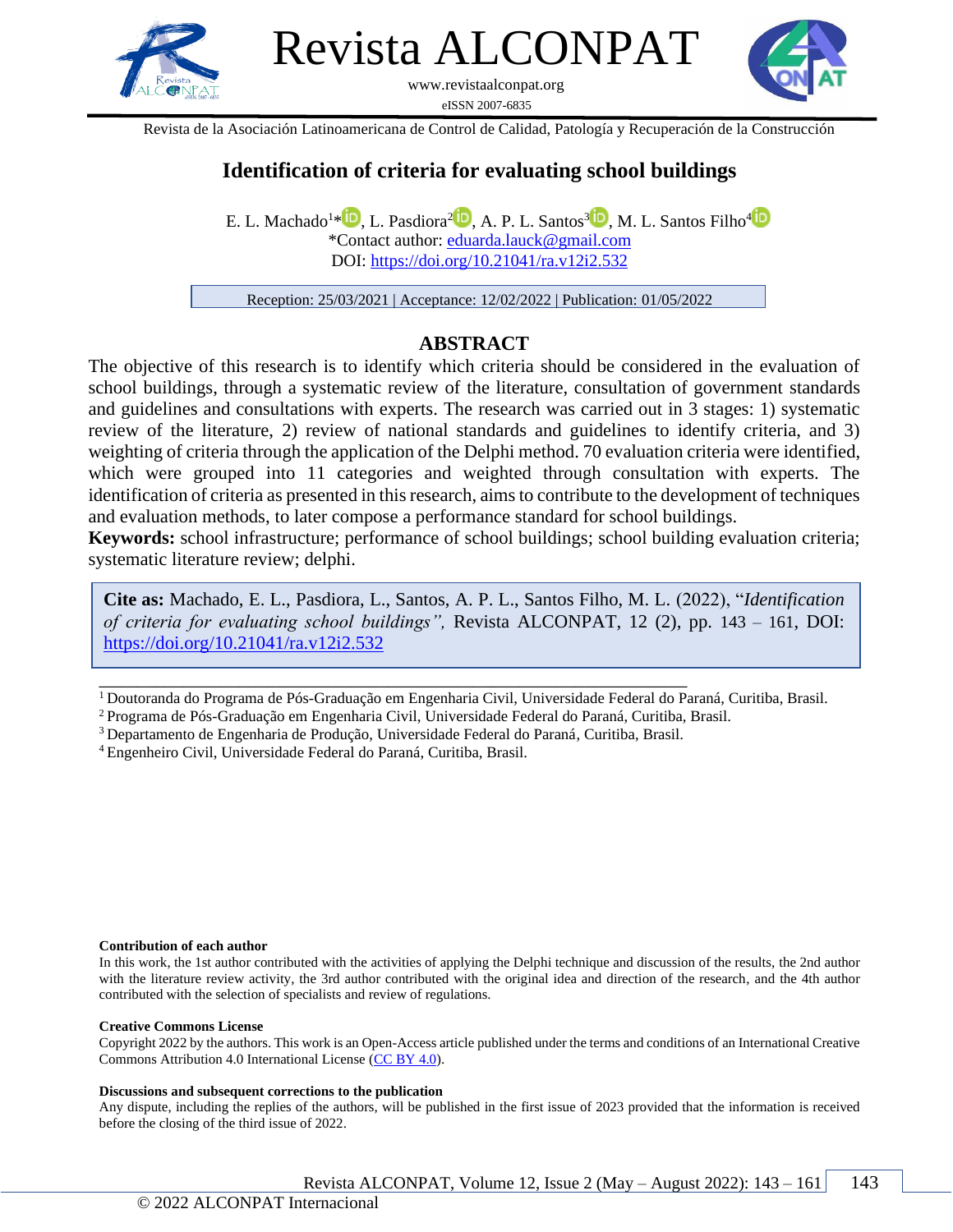# Identification of criteria for evaluating school buildings

E. L. Machado[1]*, L. Pasdiora[2], A. P. L. Santos[3], M. L. Santos Filho[4]

*Contact author: eduarda.lauck@gmail.com

DOI: https://doi.org/10.21041/ra.v12i2.532

Reception: 25/03/2021 | Acceptance: 12/02/2022 | Publication: 01/05/2022

## ABSTRACT

The objective of this research is to identify which criteria should be considered in the evaluation of school buildings, through a systematic review of the literature, consultation of government standards and guidelines and consultations with experts. The research was carried out in 3 stages: 1) systematic review of the literature, 2) review of national standards and guidelines to identify criteria, and 3) weighting of criteria through the application of the Delphi method. 70 evaluation criteria were identified, which were grouped into 11 categories and weighted through consultation with experts. The identification of criteria as presented in this research, aims to contribute to the development of techniques and evaluation methods, to later compose a performance standard for school buildings.

**Keywords:** school infrastructure; performance of school buildings; school building evaluation criteria; systematic literature review; delphi.

**Cite as:** Machado, E. L., Pasdiora, L., Santos, A. P. L., Santos Filho, M. L. (2022), "*Identification of criteria for evaluating school buildings",* Revista ALCONPAT, 12 (2), pp. 143 – 161, DOI: https://doi.org/10.21041/ra.v12i2.532

[1] Doutoranda do Programa de Pós-Graduação em Engenharia Civil, Universidade Federal do Paraná, Curitiba, Brasil.
[2] Programa de Pós-Graduação em Engenharia Civil, Universidade Federal do Paraná, Curitiba, Brasil.
[3] Departamento de Engenharia de Produção, Universidade Federal do Paraná, Curitiba, Brasil.
[4] Engenheiro Civil, Universidade Federal do Paraná, Curitiba, Brasil.

**Contribution of each author**

In this work, the 1st author contributed with the activities of applying the Delphi technique and discussion of the results, the 2nd author with the literature review activity, the 3rd author contributed with the original idea and direction of the research, and the 4th author contributed with the selection of specialists and review of regulations.

**Creative Commons License**

Copyright 2022 by the authors. This work is an Open-Access article published under the terms and conditions of an International Creative Commons Attribution 4.0 International License (CC BY 4.0).

**Discussions and subsequent corrections to the publication**

Any dispute, including the replies of the authors, will be published in the first issue of 2023 provided that the information is received before the closing of the third issue of 2022.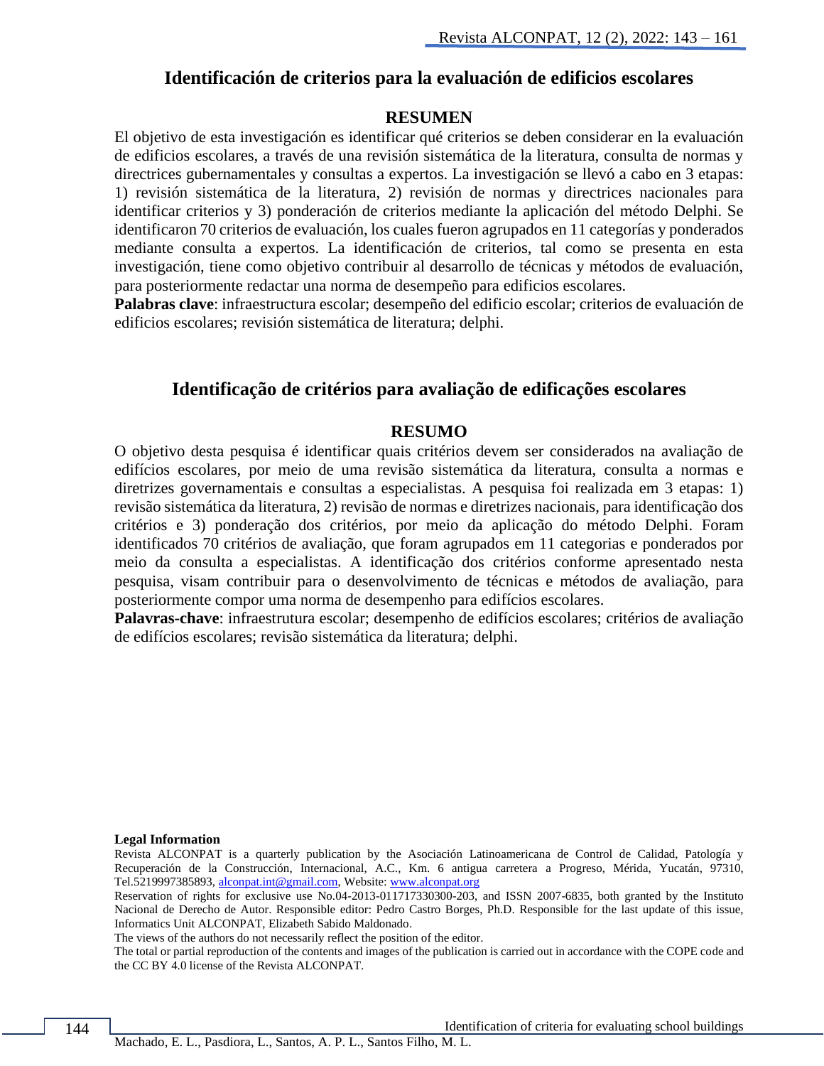## Identificación de criterios para la evaluación de edificios escolares

### RESUMEN

El objetivo de esta investigación es identificar qué criterios se deben considerar en la evaluación de edificios escolares, a través de una revisión sistemática de la literatura, consulta de normas y directrices gubernamentales y consultas a expertos. La investigación se llevó a cabo en 3 etapas: 1) revisión sistemática de la literatura, 2) revisión de normas y directrices nacionales para identificar criterios y 3) ponderación de criterios mediante la aplicación del método Delphi. Se identificaron 70 criterios de evaluación, los cuales fueron agrupados en 11 categorías y ponderados mediante consulta a expertos. La identificación de criterios, tal como se presenta en esta investigación, tiene como objetivo contribuir al desarrollo de técnicas y métodos de evaluación, para posteriormente redactar una norma de desempeño para edificios escolares.

**Palabras clave**: infraestructura escolar; desempeño del edificio escolar; criterios de evaluación de edificios escolares; revisión sistemática de literatura; delphi.

## Identificação de critérios para avaliação de edificações escolares

### RESUMO

O objetivo desta pesquisa é identificar quais critérios devem ser considerados na avaliação de edifícios escolares, por meio de uma revisão sistemática da literatura, consulta a normas e diretrizes governamentais e consultas a especialistas. A pesquisa foi realizada em 3 etapas: 1) revisão sistemática da literatura, 2) revisão de normas e diretrizes nacionais, para identificação dos critérios e 3) ponderação dos critérios, por meio da aplicação do método Delphi. Foram identificados 70 critérios de avaliação, que foram agrupados em 11 categorias e ponderados por meio da consulta a especialistas. A identificação dos critérios conforme apresentado nesta pesquisa, visam contribuir para o desenvolvimento de técnicas e métodos de avaliação, para posteriormente compor uma norma de desempenho para edifícios escolares.

**Palavras-chave**: infraestrutura escolar; desempenho de edifícios escolares; critérios de avaliação de edifícios escolares; revisão sistemática da literatura; delphi.

**Legal Information**

Revista ALCONPAT is a quarterly publication by the Asociación Latinoamericana de Control de Calidad, Patología y Recuperación de la Construcción, Internacional, A.C., Km. 6 antigua carretera a Progreso, Mérida, Yucatán, 97310, Tel.5219997385893, alconpat.int@gmail.com, Website: www.alconpat.org

Reservation of rights for exclusive use No.04-2013-011717330300-203, and ISSN 2007-6835, both granted by the Instituto Nacional de Derecho de Autor. Responsible editor: Pedro Castro Borges, Ph.D. Responsible for the last update of this issue, Informatics Unit ALCONPAT, Elizabeth Sabido Maldonado.

The views of the authors do not necessarily reflect the position of the editor.

The total or partial reproduction of the contents and images of the publication is carried out in accordance with the COPE code and the CC BY 4.0 license of the Revista ALCONPAT.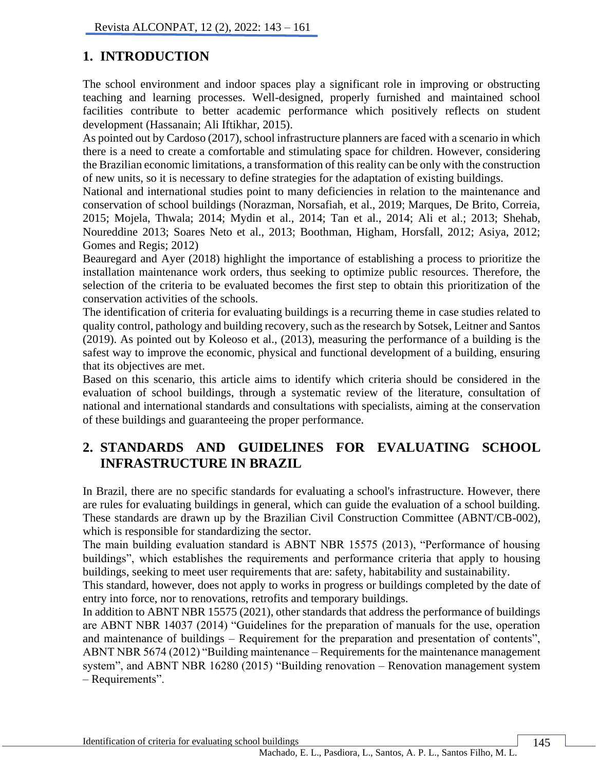## 1. INTRODUCTION

The school environment and indoor spaces play a significant role in improving or obstructing teaching and learning processes. Well-designed, properly furnished and maintained school facilities contribute to better academic performance which positively reflects on student development (Hassanain; Ali Iftikhar, 2015).

As pointed out by Cardoso (2017), school infrastructure planners are faced with a scenario in which there is a need to create a comfortable and stimulating space for children. However, considering the Brazilian economic limitations, a transformation of this reality can be only with the construction of new units, so it is necessary to define strategies for the adaptation of existing buildings.

National and international studies point to many deficiencies in relation to the maintenance and conservation of school buildings (Norazman, Norsafiah, et al., 2019; Marques, De Brito, Correia, 2015; Mojela, Thwala; 2014; Mydin et al., 2014; Tan et al., 2014; Ali et al.; 2013; Shehab, Noureddine 2013; Soares Neto et al., 2013; Boothman, Higham, Horsfall, 2012; Asiya, 2012; Gomes and Regis; 2012)

Beauregard and Ayer (2018) highlight the importance of establishing a process to prioritize the installation maintenance work orders, thus seeking to optimize public resources. Therefore, the selection of the criteria to be evaluated becomes the first step to obtain this prioritization of the conservation activities of the schools.

The identification of criteria for evaluating buildings is a recurring theme in case studies related to quality control, pathology and building recovery, such as the research by Sotsek, Leitner and Santos (2019). As pointed out by Koleoso et al., (2013), measuring the performance of a building is the safest way to improve the economic, physical and functional development of a building, ensuring that its objectives are met.

Based on this scenario, this article aims to identify which criteria should be considered in the evaluation of school buildings, through a systematic review of the literature, consultation of national and international standards and consultations with specialists, aiming at the conservation of these buildings and guaranteeing the proper performance.

## 2. STANDARDS AND GUIDELINES FOR EVALUATING SCHOOL INFRASTRUCTURE IN BRAZIL

In Brazil, there are no specific standards for evaluating a school's infrastructure. However, there are rules for evaluating buildings in general, which can guide the evaluation of a school building. These standards are drawn up by the Brazilian Civil Construction Committee (ABNT/CB-002), which is responsible for standardizing the sector.

The main building evaluation standard is ABNT NBR 15575 (2013), "Performance of housing buildings", which establishes the requirements and performance criteria that apply to housing buildings, seeking to meet user requirements that are: safety, habitability and sustainability.

This standard, however, does not apply to works in progress or buildings completed by the date of entry into force, nor to renovations, retrofits and temporary buildings.

In addition to ABNT NBR 15575 (2021), other standards that address the performance of buildings are ABNT NBR 14037 (2014) "Guidelines for the preparation of manuals for the use, operation and maintenance of buildings – Requirement for the preparation and presentation of contents", ABNT NBR 5674 (2012) "Building maintenance – Requirements for the maintenance management system", and ABNT NBR 16280 (2015) "Building renovation – Renovation management system – Requirements".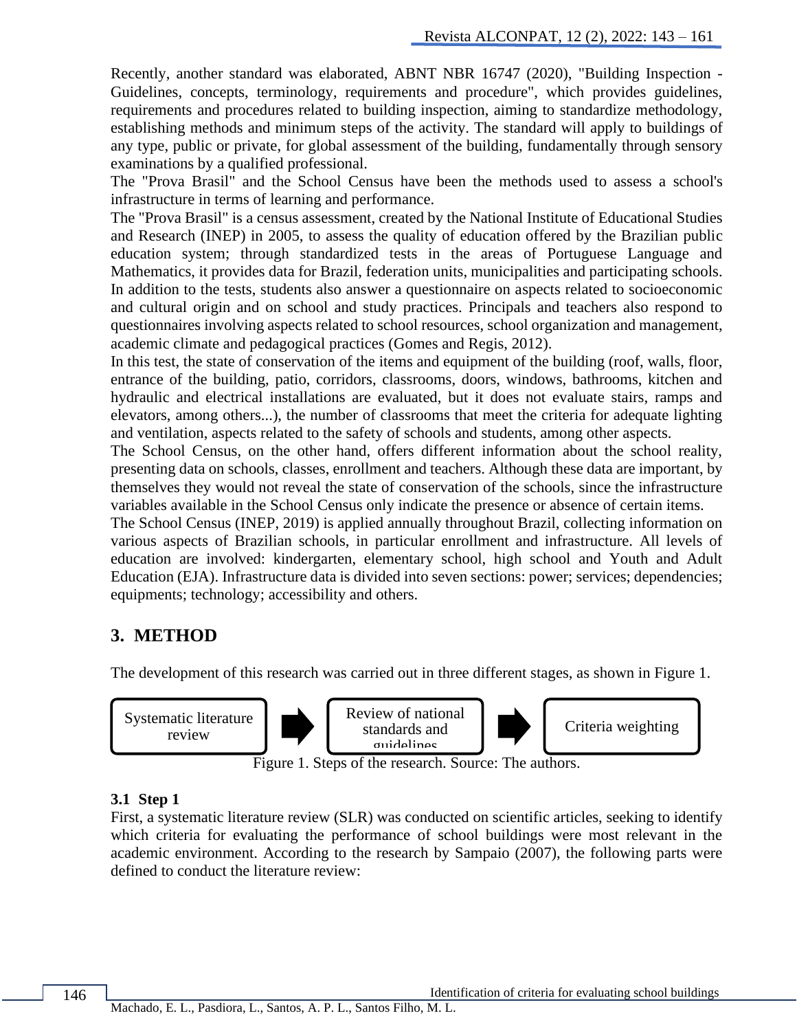Recently, another standard was elaborated, ABNT NBR 16747 (2020), "Building Inspection - Guidelines, concepts, terminology, requirements and procedure", which provides guidelines, requirements and procedures related to building inspection, aiming to standardize methodology, establishing methods and minimum steps of the activity. The standard will apply to buildings of any type, public or private, for global assessment of the building, fundamentally through sensory examinations by a qualified professional.

The "Prova Brasil" and the School Census have been the methods used to assess a school's infrastructure in terms of learning and performance.

The "Prova Brasil" is a census assessment, created by the National Institute of Educational Studies and Research (INEP) in 2005, to assess the quality of education offered by the Brazilian public education system; through standardized tests in the areas of Portuguese Language and Mathematics, it provides data for Brazil, federation units, municipalities and participating schools. In addition to the tests, students also answer a questionnaire on aspects related to socioeconomic and cultural origin and on school and study practices. Principals and teachers also respond to questionnaires involving aspects related to school resources, school organization and management, academic climate and pedagogical practices (Gomes and Regis, 2012).

In this test, the state of conservation of the items and equipment of the building (roof, walls, floor, entrance of the building, patio, corridors, classrooms, doors, windows, bathrooms, kitchen and hydraulic and electrical installations are evaluated, but it does not evaluate stairs, ramps and elevators, among others...), the number of classrooms that meet the criteria for adequate lighting and ventilation, aspects related to the safety of schools and students, among other aspects.

The School Census, on the other hand, offers different information about the school reality, presenting data on schools, classes, enrollment and teachers. Although these data are important, by themselves they would not reveal the state of conservation of the schools, since the infrastructure variables available in the School Census only indicate the presence or absence of certain items.

The School Census (INEP, 2019) is applied annually throughout Brazil, collecting information on various aspects of Brazilian schools, in particular enrollment and infrastructure. All levels of education are involved: kindergarten, elementary school, high school and Youth and Adult Education (EJA). Infrastructure data is divided into seven sections: power; services; dependencies; equipments; technology; accessibility and others.

## 3. METHOD

The development of this research was carried out in three different stages, as shown in Figure 1.

Systematic literature review → Review of national standards and guidelines → Criteria weighting

Figure 1. Steps of the research. Source: The authors.

### 3.1 Step 1

First, a systematic literature review (SLR) was conducted on scientific articles, seeking to identify which criteria for evaluating the performance of school buildings were most relevant in the academic environment. According to the research by Sampaio (2007), the following parts were defined to conduct the literature review: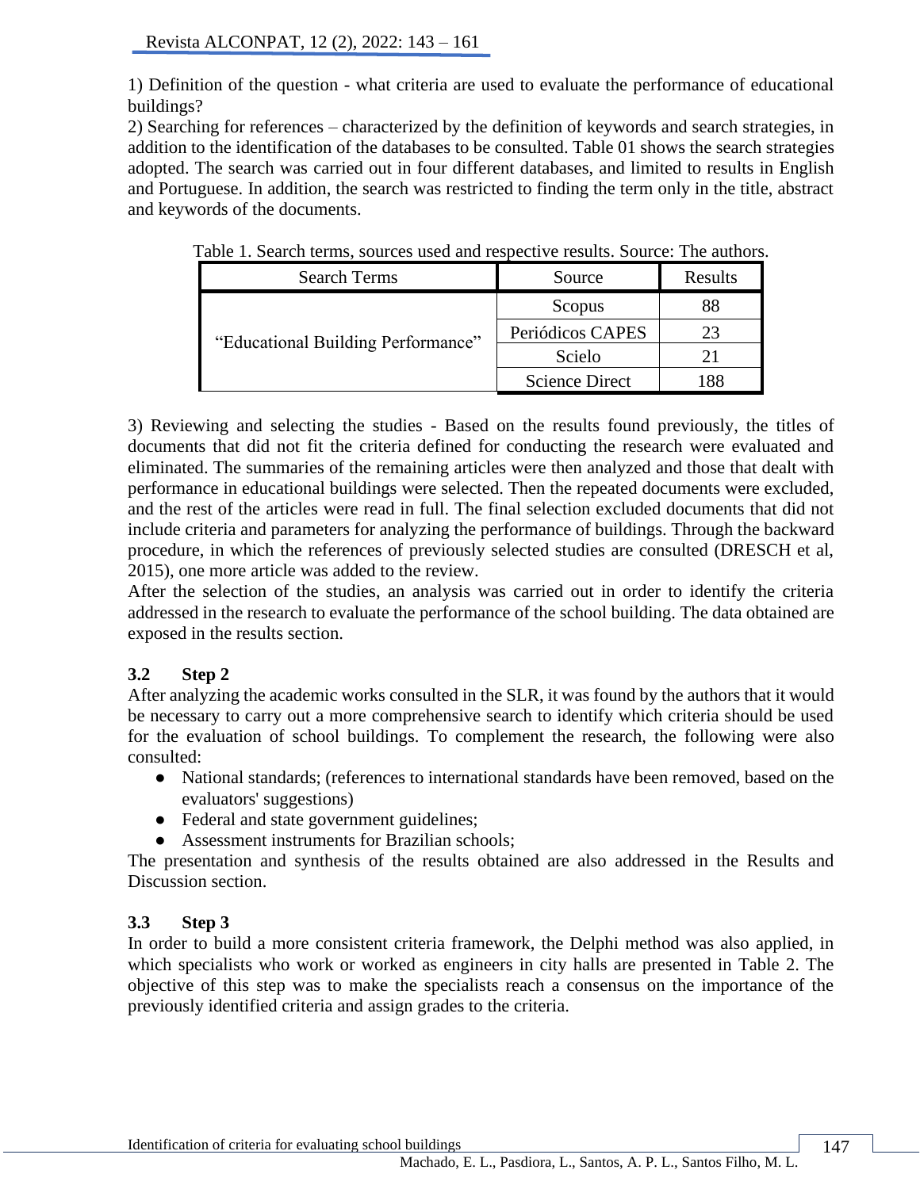1) Definition of the question - what criteria are used to evaluate the performance of educational buildings?

2) Searching for references – characterized by the definition of keywords and search strategies, in addition to the identification of the databases to be consulted. Table 01 shows the search strategies adopted. The search was carried out in four different databases, and limited to results in English and Portuguese. In addition, the search was restricted to finding the term only in the title, abstract and keywords of the documents.

Table 1. Search terms, sources used and respective results. Source: The authors.

| Search Terms | Source | Results |
|---|---|---|
| "Educational Building Performance" | Scopus | 88 |
| | Periódicos CAPES | 23 |
| | Scielo | 21 |
| | Science Direct | 188 |

3) Reviewing and selecting the studies - Based on the results found previously, the titles of documents that did not fit the criteria defined for conducting the research were evaluated and eliminated. The summaries of the remaining articles were then analyzed and those that dealt with performance in educational buildings were selected. Then the repeated documents were excluded, and the rest of the articles were read in full. The final selection excluded documents that did not include criteria and parameters for analyzing the performance of buildings. Through the backward procedure, in which the references of previously selected studies are consulted (DRESCH et al, 2015), one more article was added to the review.

After the selection of the studies, an analysis was carried out in order to identify the criteria addressed in the research to evaluate the performance of the school building. The data obtained are exposed in the results section.

### 3.2 Step 2

After analyzing the academic works consulted in the SLR, it was found by the authors that it would be necessary to carry out a more comprehensive search to identify which criteria should be used for the evaluation of school buildings. To complement the research, the following were also consulted:

- National standards; (references to international standards have been removed, based on the evaluators' suggestions)
- Federal and state government guidelines;
- Assessment instruments for Brazilian schools;

The presentation and synthesis of the results obtained are also addressed in the Results and Discussion section.

### 3.3 Step 3

In order to build a more consistent criteria framework, the Delphi method was also applied, in which specialists who work or worked as engineers in city halls are presented in Table 2. The objective of this step was to make the specialists reach a consensus on the importance of the previously identified criteria and assign grades to the criteria.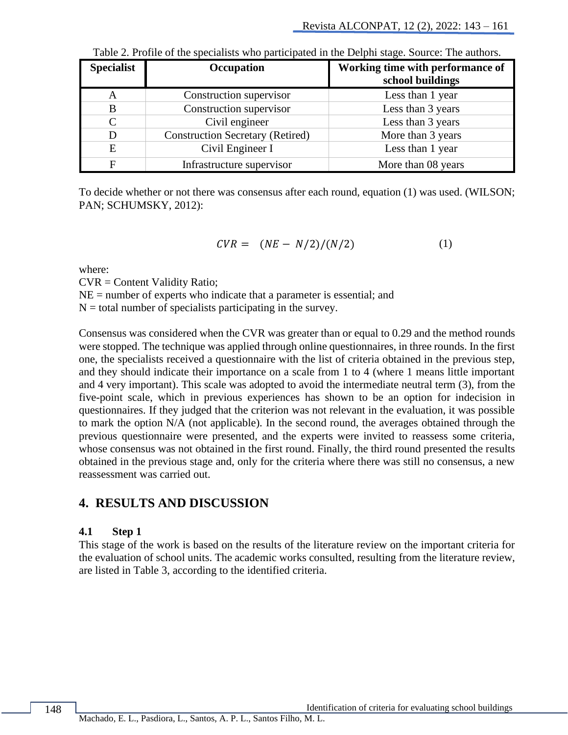Table 2. Profile of the specialists who participated in the Delphi stage. Source: The authors.

| Specialist | Occupation | Working time with performance of school buildings |
|---|---|---|
| A | Construction supervisor | Less than 1 year |
| B | Construction supervisor | Less than 3 years |
| C | Civil engineer | Less than 3 years |
| D | Construction Secretary (Retired) | More than 3 years |
| E | Civil Engineer I | Less than 1 year |
| F | Infrastructure supervisor | More than 08 years |

To decide whether or not there was consensus after each round, equation (1) was used. (WILSON; PAN; SCHUMSKY, 2012):

$$CVR = (NE - N/2)/(N/2) \qquad (1)$$

where:
CVR = Content Validity Ratio;
NE = number of experts who indicate that a parameter is essential; and
N = total number of specialists participating in the survey.

Consensus was considered when the CVR was greater than or equal to 0.29 and the method rounds were stopped. The technique was applied through online questionnaires, in three rounds. In the first one, the specialists received a questionnaire with the list of criteria obtained in the previous step, and they should indicate their importance on a scale from 1 to 4 (where 1 means little important and 4 very important). This scale was adopted to avoid the intermediate neutral term (3), from the five-point scale, which in previous experiences has shown to be an option for indecision in questionnaires. If they judged that the criterion was not relevant in the evaluation, it was possible to mark the option N/A (not applicable). In the second round, the averages obtained through the previous questionnaire were presented, and the experts were invited to reassess some criteria, whose consensus was not obtained in the first round. Finally, the third round presented the results obtained in the previous stage and, only for the criteria where there was still no consensus, a new reassessment was carried out.

## 4. RESULTS AND DISCUSSION

### 4.1 Step 1

This stage of the work is based on the results of the literature review on the important criteria for the evaluation of school units. The academic works consulted, resulting from the literature review, are listed in Table 3, according to the identified criteria.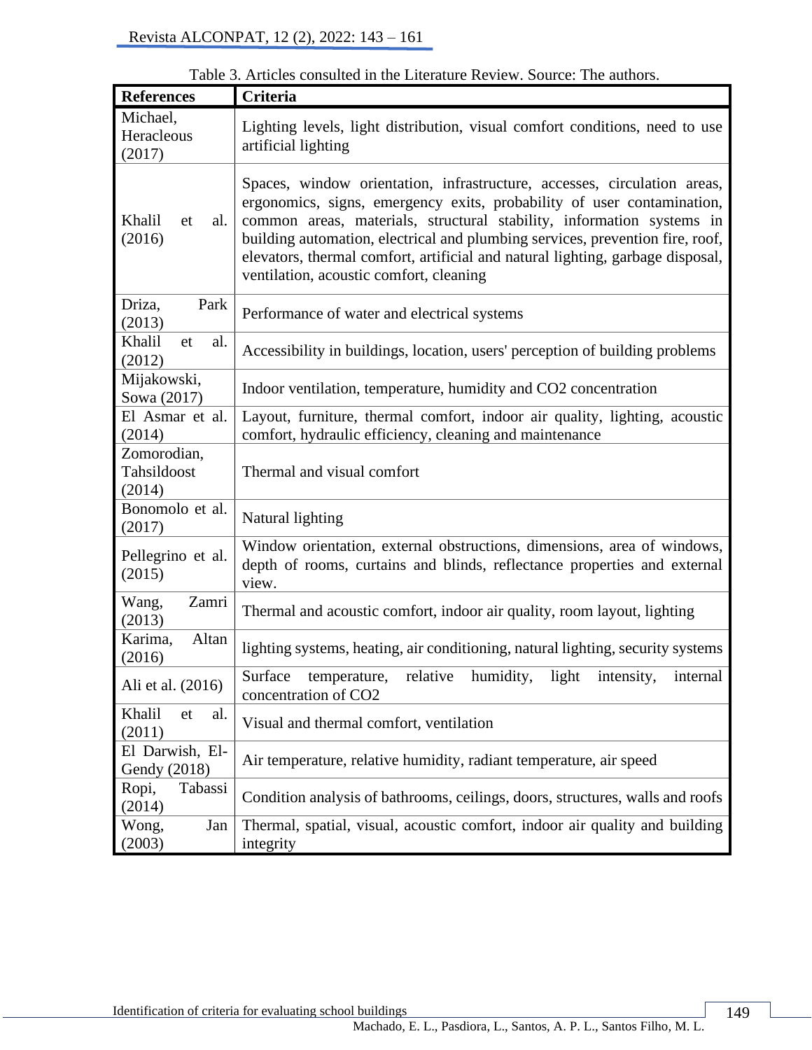Table 3. Articles consulted in the Literature Review. Source: The authors.

| References | Criteria |
|---|---|
| Michael, Heracleous (2017) | Lighting levels, light distribution, visual comfort conditions, need to use artificial lighting |
| Khalil et al. (2016) | Spaces, window orientation, infrastructure, accesses, circulation areas, ergonomics, signs, emergency exits, probability of user contamination, common areas, materials, structural stability, information systems in building automation, electrical and plumbing services, prevention fire, roof, elevators, thermal comfort, artificial and natural lighting, garbage disposal, ventilation, acoustic comfort, cleaning |
| Driza, Park (2013) | Performance of water and electrical systems |
| Khalil et al. (2012) | Accessibility in buildings, location, users' perception of building problems |
| Mijakowski, Sowa (2017) | Indoor ventilation, temperature, humidity and $CO_2$ concentration |
| El Asmar et al. (2014) | Layout, furniture, thermal comfort, indoor air quality, lighting, acoustic comfort, hydraulic efficiency, cleaning and maintenance |
| Zomorodian, Tahsildoost (2014) | Thermal and visual comfort |
| Bonomolo et al. (2017) | Natural lighting |
| Pellegrino et al. (2015) | Window orientation, external obstructions, dimensions, area of windows, depth of rooms, curtains and blinds, reflectance properties and external view. |
| Wang, Zamri (2013) | Thermal and acoustic comfort, indoor air quality, room layout, lighting |
| Karima, Altan (2016) | lighting systems, heating, air conditioning, natural lighting, security systems |
| Ali et al. (2016) | Surface temperature, relative humidity, light intensity, internal concentration of $CO_2$ |
| Khalil et al. (2011) | Visual and thermal comfort, ventilation |
| El Darwish, El-Gendy (2018) | Air temperature, relative humidity, radiant temperature, air speed |
| Ropi, Tabassi (2014) | Condition analysis of bathrooms, ceilings, doors, structures, walls and roofs |
| Wong, Jan (2003) | Thermal, spatial, visual, acoustic comfort, indoor air quality and building integrity |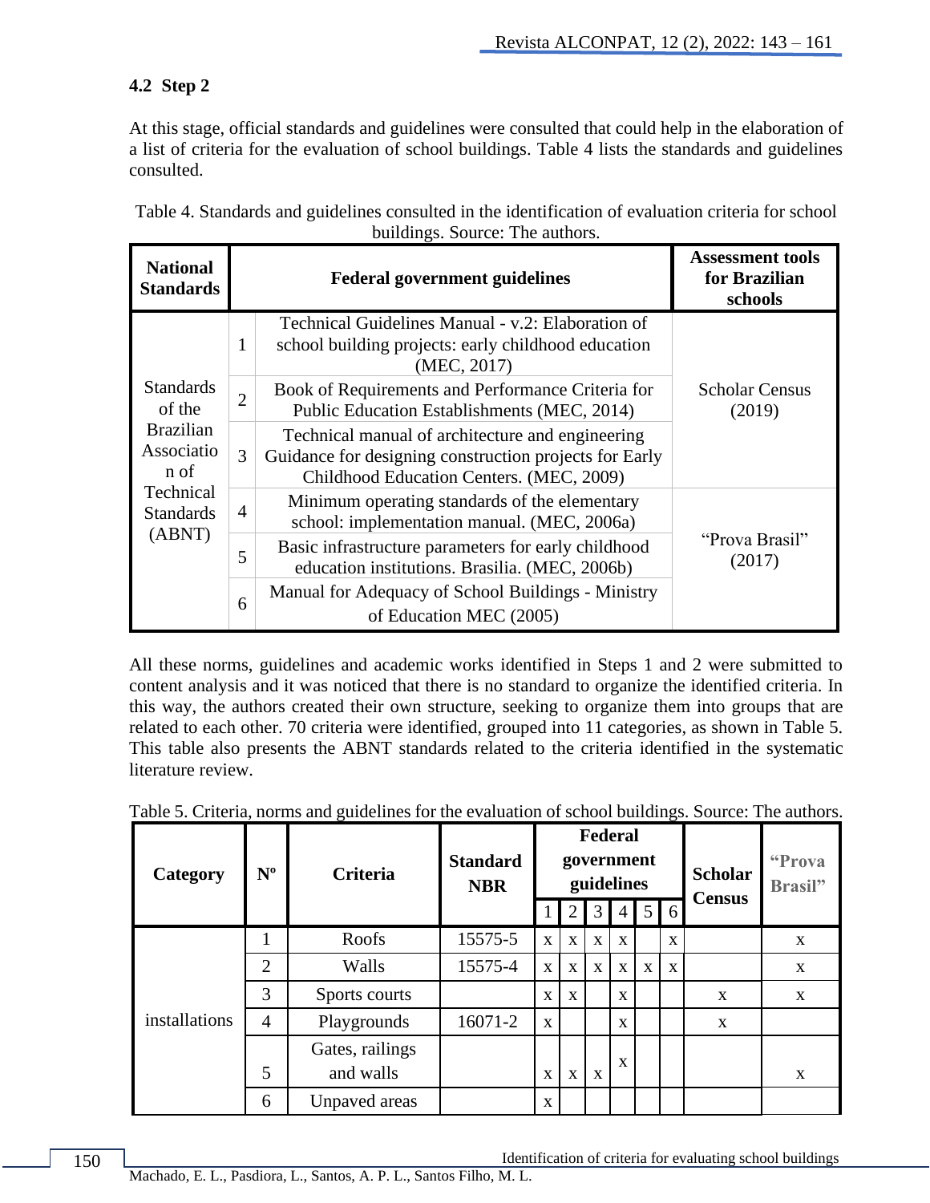### 4.2 Step 2

At this stage, official standards and guidelines were consulted that could help in the elaboration of a list of criteria for the evaluation of school buildings. Table 4 lists the standards and guidelines consulted.

Table 4. Standards and guidelines consulted in the identification of evaluation criteria for school buildings. Source: The authors.

| National Standards | Federal government guidelines | | Assessment tools for Brazilian schools |
|---|---|---|---|
| Standards of the Brazilian Association of Technical Standards (ABNT) | 1 | Technical Guidelines Manual - v.2: Elaboration of school building projects: early childhood education (MEC, 2017) | Scholar Census (2019) |
| | 2 | Book of Requirements and Performance Criteria for Public Education Establishments (MEC, 2014) | |
| | 3 | Technical manual of architecture and engineering Guidance for designing construction projects for Early Childhood Education Centers. (MEC, 2009) | |
| | 4 | Minimum operating standards of the elementary school: implementation manual. (MEC, 2006a) | "Prova Brasil" (2017) |
| | 5 | Basic infrastructure parameters for early childhood education institutions. Brasilia. (MEC, 2006b) | |
| | 6 | Manual for Adequacy of School Buildings - Ministry of Education MEC (2005) | |

All these norms, guidelines and academic works identified in Steps 1 and 2 were submitted to content analysis and it was noticed that there is no standard to organize the identified criteria. In this way, the authors created their own structure, seeking to organize them into groups that are related to each other. 70 criteria were identified, grouped into 11 categories, as shown in Table 5. This table also presents the ABNT standards related to the criteria identified in the systematic literature review.

Table 5. Criteria, norms and guidelines for the evaluation of school buildings. Source: The authors.

| Category | Nº | Criteria | Standard NBR | Federal government guidelines | | | | | | Scholar Census | "Prova Brasil" |
|---|---|---|---|---|---|---|---|---|---|---|---|
| | | | | 1 | 2 | 3 | 4 | 5 | 6 | | |
| installations | 1 | Roofs | 15575-5 | x | x | x | x | | x | | x |
| | 2 | Walls | 15575-4 | x | x | x | x | x | x | | x |
| | 3 | Sports courts | | x | x | | x | | | x | x |
| | 4 | Playgrounds | 16071-2 | x | | | x | | | x | |
| | 5 | Gates, railings and walls | | x | x | x | x | | | | x |
| | 6 | Unpaved areas | | x | | | | | | | |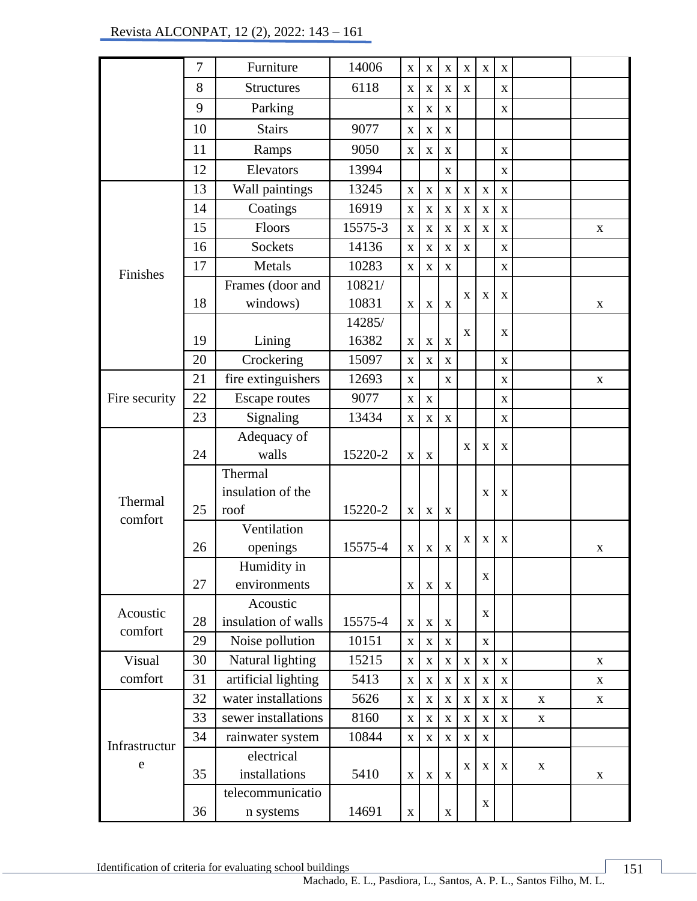| | | | | | | | | | | | |
|---|---|---|---|---|---|---|---|---|---|---|---|
| | 7 | Furniture | 14006 | x | x | x | x | x | x | | |
| | 8 | Structures | 6118 | x | x | x | x | | x | | |
| | 9 | Parking | | x | x | x | | | x | | |
| | 10 | Stairs | 9077 | x | x | x | | | | | |
| | 11 | Ramps | 9050 | x | x | x | | | x | | |
| | 12 | Elevators | 13994 | | | x | | | x | | |
| Finishes | 13 | Wall paintings | 13245 | x | x | x | x | x | x | | |
| | 14 | Coatings | 16919 | x | x | x | x | x | x | | |
| | 15 | Floors | 15575-3 | x | x | x | x | x | x | | x |
| | 16 | Sockets | 14136 | x | x | x | x | | x | | |
| | 17 | Metals | 10283 | x | x | x | | | x | | |
| | 18 | Frames (door and windows) | 10821/ 10831 | x | x | x | x | x | x | | x |
| | 19 | Lining | 14285/ 16382 | x | x | x | x | | x | | |
| | 20 | Crockering | 15097 | x | x | x | | | x | | |
| Fire security | 21 | fire extinguishers | 12693 | x | | x | | | x | | x |
| | 22 | Escape routes | 9077 | x | x | | | | x | | |
| | 23 | Signaling | 13434 | x | x | x | | | x | | |
| Thermal comfort | 24 | Adequacy of walls | 15220-2 | x | x | | x | x | x | | |
| | 25 | Thermal insulation of the roof | 15220-2 | x | x | x | | x | x | | |
| | 26 | Ventilation openings | 15575-4 | x | x | x | x | x | x | | x |
| | 27 | Humidity in environments | | x | x | x | | x | | | |
| Acoustic comfort | 28 | Acoustic insulation of walls | 15575-4 | x | x | x | | x | | | |
| | 29 | Noise pollution | 10151 | x | x | x | | x | | | |
| Visual comfort | 30 | Natural lighting | 15215 | x | x | x | x | x | x | | x |
| | 31 | artificial lighting | 5413 | x | x | x | x | x | x | | x |
| Infrastructure | 32 | water installations | 5626 | x | x | x | x | x | x | x | x |
| | 33 | sewer installations | 8160 | x | x | x | x | x | x | x | |
| | 34 | rainwater system | 10844 | x | x | x | x | x | | | |
| | 35 | electrical installations | 5410 | x | x | x | x | x | x | x | x |
| | 36 | telecommunication systems | 14691 | x | | x | | x | | | |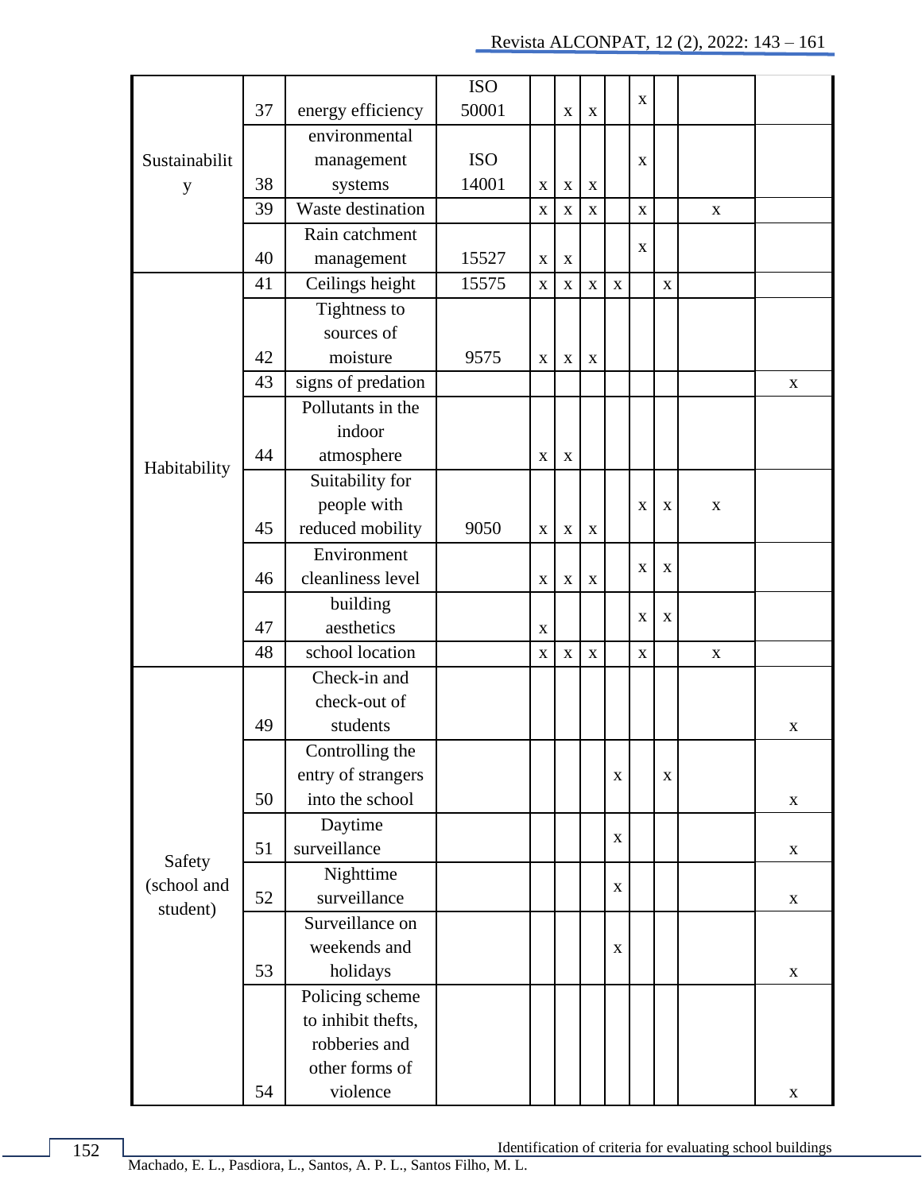| | | | | | | | | | | | |
|---|---|---|---|---|---|---|---|---|---|---|---|
| Sustainability | 37 | energy efficiency | ISO 50001 | | x | x | | x | | | |
| | 38 | environmental management systems | ISO 14001 | x | x | x | | x | | | |
| | 39 | Waste destination | | x | x | x | | x | | x | |
| | 40 | Rain catchment management | 15527 | x | x | | | x | | | |
| Habitability | 41 | Ceilings height | 15575 | x | x | x | x | | x | | |
| | 42 | Tightness to sources of moisture | 9575 | x | x | x | | | | | |
| | 43 | signs of predation | | | | | | | | | x |
| | 44 | Pollutants in the indoor atmosphere | | x | x | | | | | | |
| | 45 | Suitability for people with reduced mobility | 9050 | x | x | x | | x | x | x | |
| | 46 | Environment cleanliness level | | x | x | x | | x | x | | |
| | 47 | building aesthetics | | x | | | | x | x | | |
| | 48 | school location | | x | x | x | | x | | x | |
| Safety (school and student) | 49 | Check-in and check-out of students | | | | | | | | | x |
| | 50 | Controlling the entry of strangers into the school | | | | | x | | x | | x |
| | 51 | Daytime surveillance | | | | | x | | | | x |
| | 52 | Nighttime surveillance | | | | | x | | | | x |
| | 53 | Surveillance on weekends and holidays | | | | | x | | | | x |
| | 54 | Policing scheme to inhibit thefts, robberies and other forms of violence | | | | | | | | | x |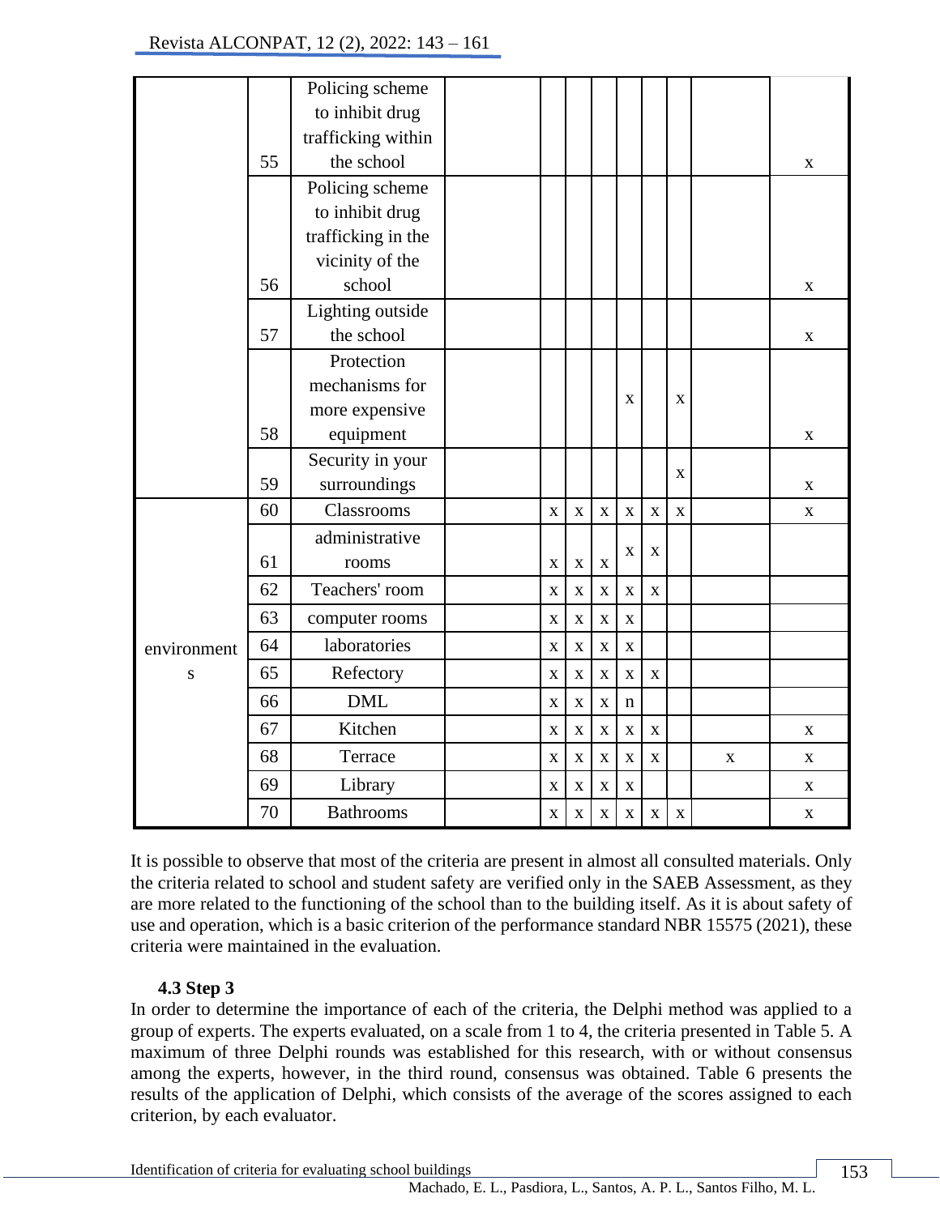| | | | | | | | | | | | |
|---|---|---|---|---|---|---|---|---|---|---|---|
| | 55 | Policing scheme to inhibit drug trafficking within the school | | | | | | | | | x |
| | 56 | Policing scheme to inhibit drug trafficking in the vicinity of the school | | | | | | | | | x |
| | 57 | Lighting outside the school | | | | | | | | | x |
| | 58 | Protection mechanisms for more expensive equipment | | | | | x | | x | | x |
| | 59 | Security in your surroundings | | | | | | | x | | x |
| environments | 60 | Classrooms | | x | x | x | x | x | x | | x |
| | 61 | administrative rooms | | x | x | x | x | x | | | |
| | 62 | Teachers' room | | x | x | x | x | x | | | |
| | 63 | computer rooms | | x | x | x | x | | | | |
| | 64 | laboratories | | x | x | x | x | | | | |
| | 65 | Refectory | | x | x | x | x | x | | | |
| | 66 | DML | | x | x | x | n | | | | |
| | 67 | Kitchen | | x | x | x | x | x | | | x |
| | 68 | Terrace | | x | x | x | x | x | | x | x |
| | 69 | Library | | x | x | x | x | | | | x |
| | 70 | Bathrooms | | x | x | x | x | x | x | | x |

It is possible to observe that most of the criteria are present in almost all consulted materials. Only the criteria related to school and student safety are verified only in the SAEB Assessment, as they are more related to the functioning of the school than to the building itself. As it is about safety of use and operation, which is a basic criterion of the performance standard NBR 15575 (2021), these criteria were maintained in the evaluation.

### 4.3 Step 3

In order to determine the importance of each of the criteria, the Delphi method was applied to a group of experts. The experts evaluated, on a scale from 1 to 4, the criteria presented in Table 5. A maximum of three Delphi rounds was established for this research, with or without consensus among the experts, however, in the third round, consensus was obtained. Table 6 presents the results of the application of Delphi, which consists of the average of the scores assigned to each criterion, by each evaluator.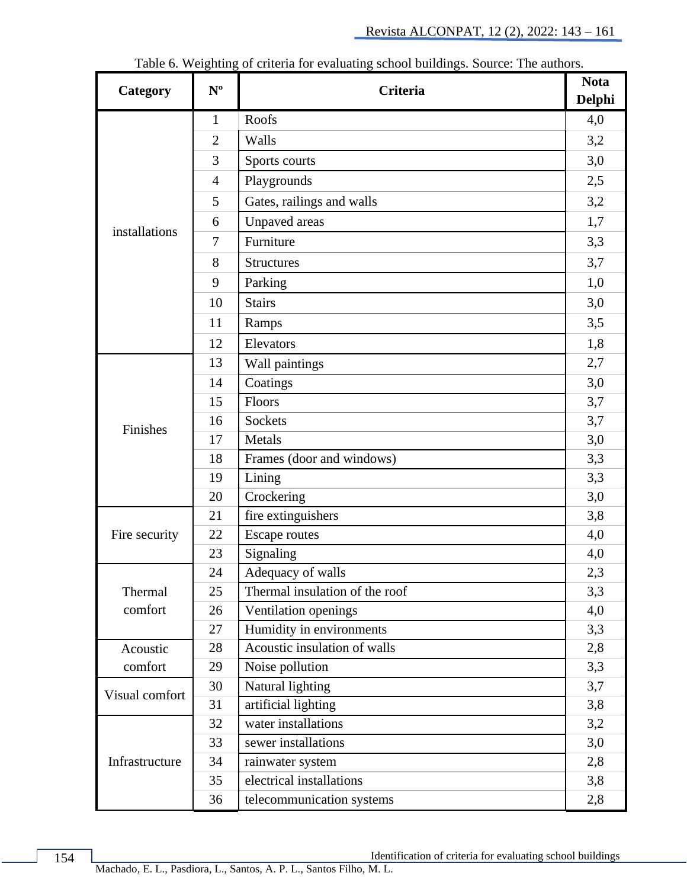Table 6. Weighting of criteria for evaluating school buildings. Source: The authors.

| Category | Nº | Criteria | Nota Delphi |
|---|---|---|---|
| installations | 1 | Roofs | 4,0 |
| | 2 | Walls | 3,2 |
| | 3 | Sports courts | 3,0 |
| | 4 | Playgrounds | 2,5 |
| | 5 | Gates, railings and walls | 3,2 |
| | 6 | Unpaved areas | 1,7 |
| | 7 | Furniture | 3,3 |
| | 8 | Structures | 3,7 |
| | 9 | Parking | 1,0 |
| | 10 | Stairs | 3,0 |
| | 11 | Ramps | 3,5 |
| | 12 | Elevators | 1,8 |
| Finishes | 13 | Wall paintings | 2,7 |
| | 14 | Coatings | 3,0 |
| | 15 | Floors | 3,7 |
| | 16 | Sockets | 3,7 |
| | 17 | Metals | 3,0 |
| | 18 | Frames (door and windows) | 3,3 |
| | 19 | Lining | 3,3 |
| | 20 | Crockering | 3,0 |
| Fire security | 21 | fire extinguishers | 3,8 |
| | 22 | Escape routes | 4,0 |
| | 23 | Signaling | 4,0 |
| Thermal comfort | 24 | Adequacy of walls | 2,3 |
| | 25 | Thermal insulation of the roof | 3,3 |
| | 26 | Ventilation openings | 4,0 |
| | 27 | Humidity in environments | 3,3 |
| Acoustic comfort | 28 | Acoustic insulation of walls | 2,8 |
| | 29 | Noise pollution | 3,3 |
| Visual comfort | 30 | Natural lighting | 3,7 |
| | 31 | artificial lighting | 3,8 |
| Infrastructure | 32 | water installations | 3,2 |
| | 33 | sewer installations | 3,0 |
| | 34 | rainwater system | 2,8 |
| | 35 | electrical installations | 3,8 |
| | 36 | telecommunication systems | 2,8 |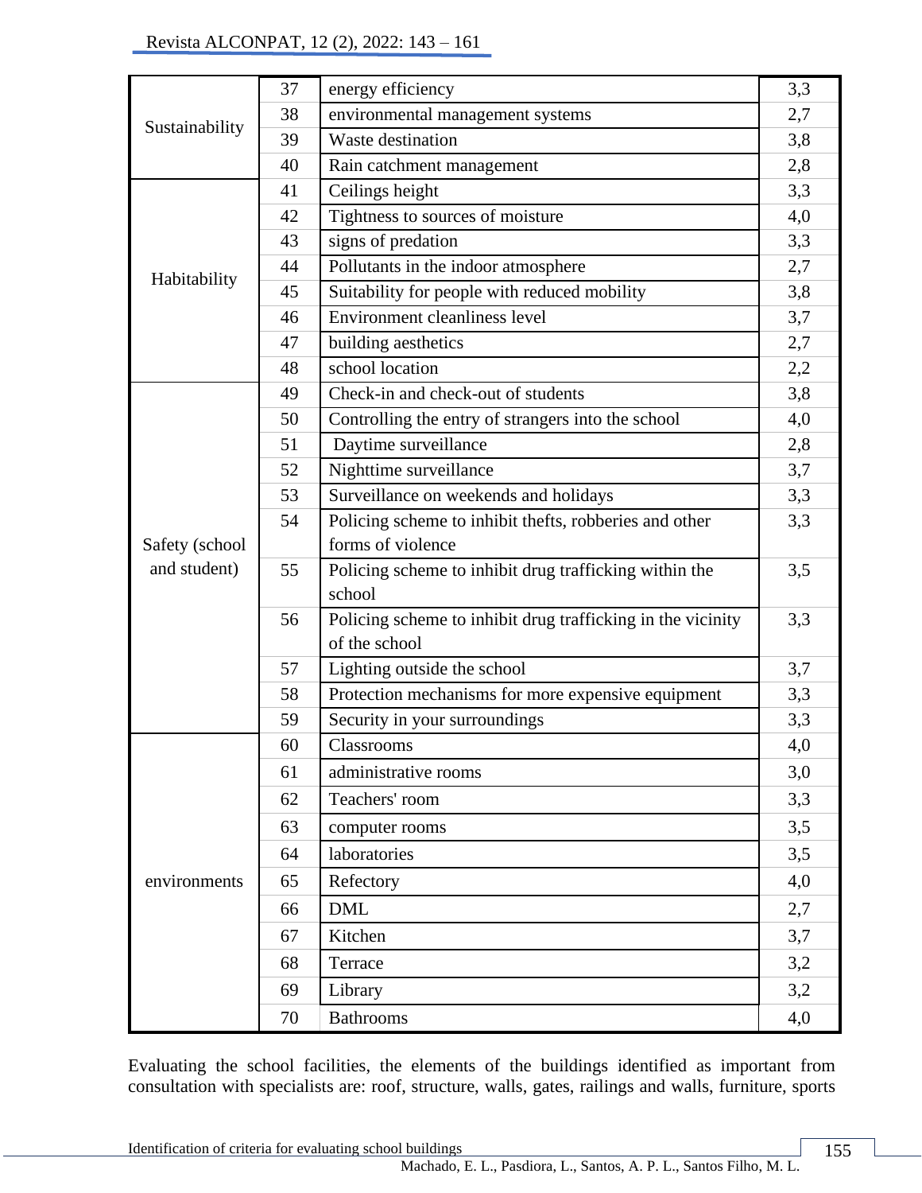| | | | |
|---|---|---|---|
| Sustainability | 37 | energy efficiency | 3,3 |
| | 38 | environmental management systems | 2,7 |
| | 39 | Waste destination | 3,8 |
| | 40 | Rain catchment management | 2,8 |
| Habitability | 41 | Ceilings height | 3,3 |
| | 42 | Tightness to sources of moisture | 4,0 |
| | 43 | signs of predation | 3,3 |
| | 44 | Pollutants in the indoor atmosphere | 2,7 |
| | 45 | Suitability for people with reduced mobility | 3,8 |
| | 46 | Environment cleanliness level | 3,7 |
| | 47 | building aesthetics | 2,7 |
| | 48 | school location | 2,2 |
| Safety (school and student) | 49 | Check-in and check-out of students | 3,8 |
| | 50 | Controlling the entry of strangers into the school | 4,0 |
| | 51 | Daytime surveillance | 2,8 |
| | 52 | Nighttime surveillance | 3,7 |
| | 53 | Surveillance on weekends and holidays | 3,3 |
| | 54 | Policing scheme to inhibit thefts, robberies and other forms of violence | 3,3 |
| | 55 | Policing scheme to inhibit drug trafficking within the school | 3,5 |
| | 56 | Policing scheme to inhibit drug trafficking in the vicinity of the school | 3,3 |
| | 57 | Lighting outside the school | 3,7 |
| | 58 | Protection mechanisms for more expensive equipment | 3,3 |
| | 59 | Security in your surroundings | 3,3 |
| environments | 60 | Classrooms | 4,0 |
| | 61 | administrative rooms | 3,0 |
| | 62 | Teachers' room | 3,3 |
| | 63 | computer rooms | 3,5 |
| | 64 | laboratories | 3,5 |
| | 65 | Refectory | 4,0 |
| | 66 | DML | 2,7 |
| | 67 | Kitchen | 3,7 |
| | 68 | Terrace | 3,2 |
| | 69 | Library | 3,2 |
| | 70 | Bathrooms | 4,0 |

Evaluating the school facilities, the elements of the buildings identified as important from consultation with specialists are: roof, structure, walls, gates, railings and walls, furniture, sports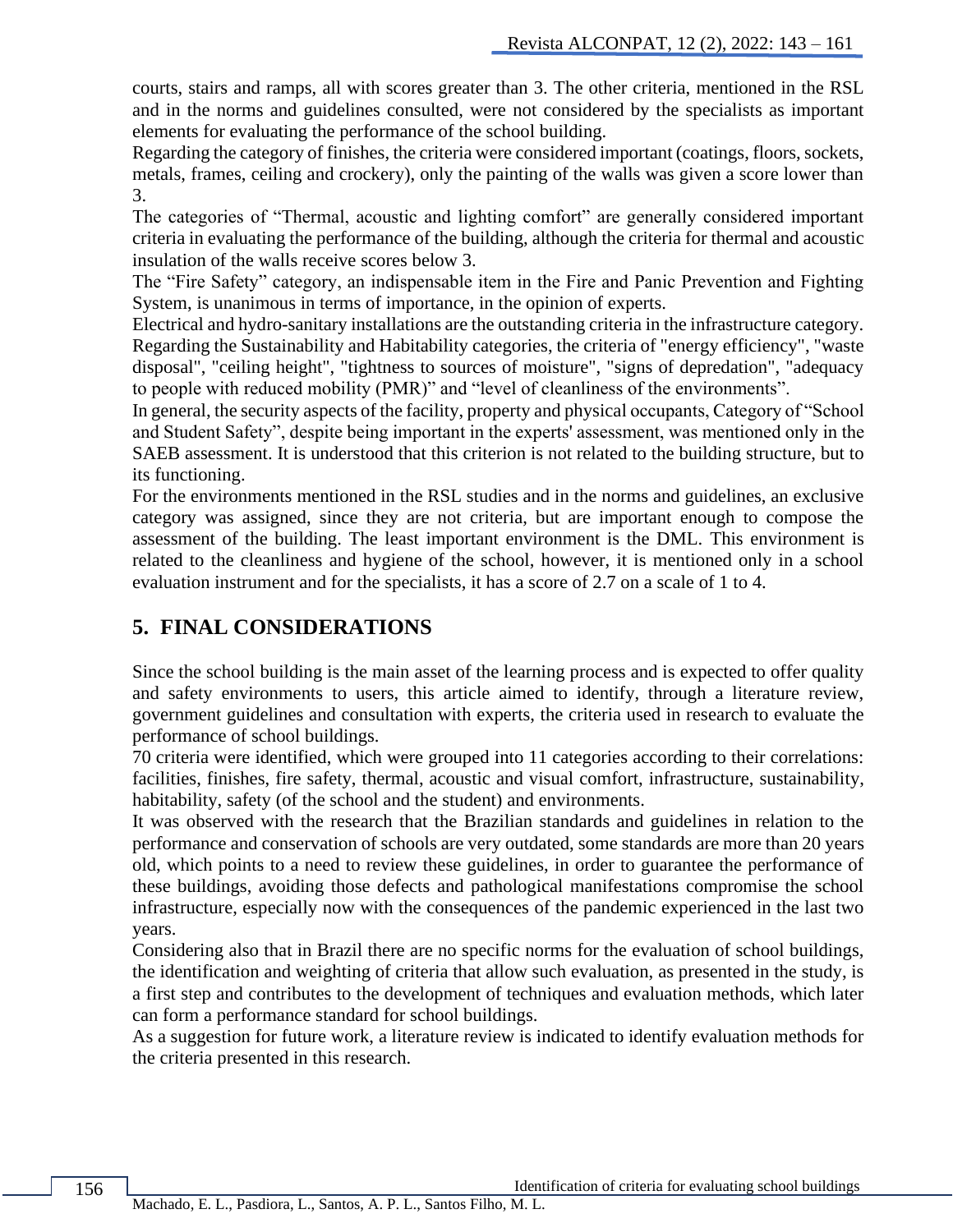courts, stairs and ramps, all with scores greater than 3. The other criteria, mentioned in the RSL and in the norms and guidelines consulted, were not considered by the specialists as important elements for evaluating the performance of the school building.

Regarding the category of finishes, the criteria were considered important (coatings, floors, sockets, metals, frames, ceiling and crockery), only the painting of the walls was given a score lower than 3.

The categories of "Thermal, acoustic and lighting comfort" are generally considered important criteria in evaluating the performance of the building, although the criteria for thermal and acoustic insulation of the walls receive scores below 3.

The "Fire Safety" category, an indispensable item in the Fire and Panic Prevention and Fighting System, is unanimous in terms of importance, in the opinion of experts.

Electrical and hydro-sanitary installations are the outstanding criteria in the infrastructure category.

Regarding the Sustainability and Habitability categories, the criteria of "energy efficiency", "waste disposal", "ceiling height", "tightness to sources of moisture", "signs of depredation", "adequacy to people with reduced mobility (PMR)" and "level of cleanliness of the environments".

In general, the security aspects of the facility, property and physical occupants, Category of "School and Student Safety", despite being important in the experts' assessment, was mentioned only in the SAEB assessment. It is understood that this criterion is not related to the building structure, but to its functioning.

For the environments mentioned in the RSL studies and in the norms and guidelines, an exclusive category was assigned, since they are not criteria, but are important enough to compose the assessment of the building. The least important environment is the DML. This environment is related to the cleanliness and hygiene of the school, however, it is mentioned only in a school evaluation instrument and for the specialists, it has a score of 2.7 on a scale of 1 to 4.

## 5. FINAL CONSIDERATIONS

Since the school building is the main asset of the learning process and is expected to offer quality and safety environments to users, this article aimed to identify, through a literature review, government guidelines and consultation with experts, the criteria used in research to evaluate the performance of school buildings.

70 criteria were identified, which were grouped into 11 categories according to their correlations: facilities, finishes, fire safety, thermal, acoustic and visual comfort, infrastructure, sustainability, habitability, safety (of the school and the student) and environments.

It was observed with the research that the Brazilian standards and guidelines in relation to the performance and conservation of schools are very outdated, some standards are more than 20 years old, which points to a need to review these guidelines, in order to guarantee the performance of these buildings, avoiding those defects and pathological manifestations compromise the school infrastructure, especially now with the consequences of the pandemic experienced in the last two years.

Considering also that in Brazil there are no specific norms for the evaluation of school buildings, the identification and weighting of criteria that allow such evaluation, as presented in the study, is a first step and contributes to the development of techniques and evaluation methods, which later can form a performance standard for school buildings.

As a suggestion for future work, a literature review is indicated to identify evaluation methods for the criteria presented in this research.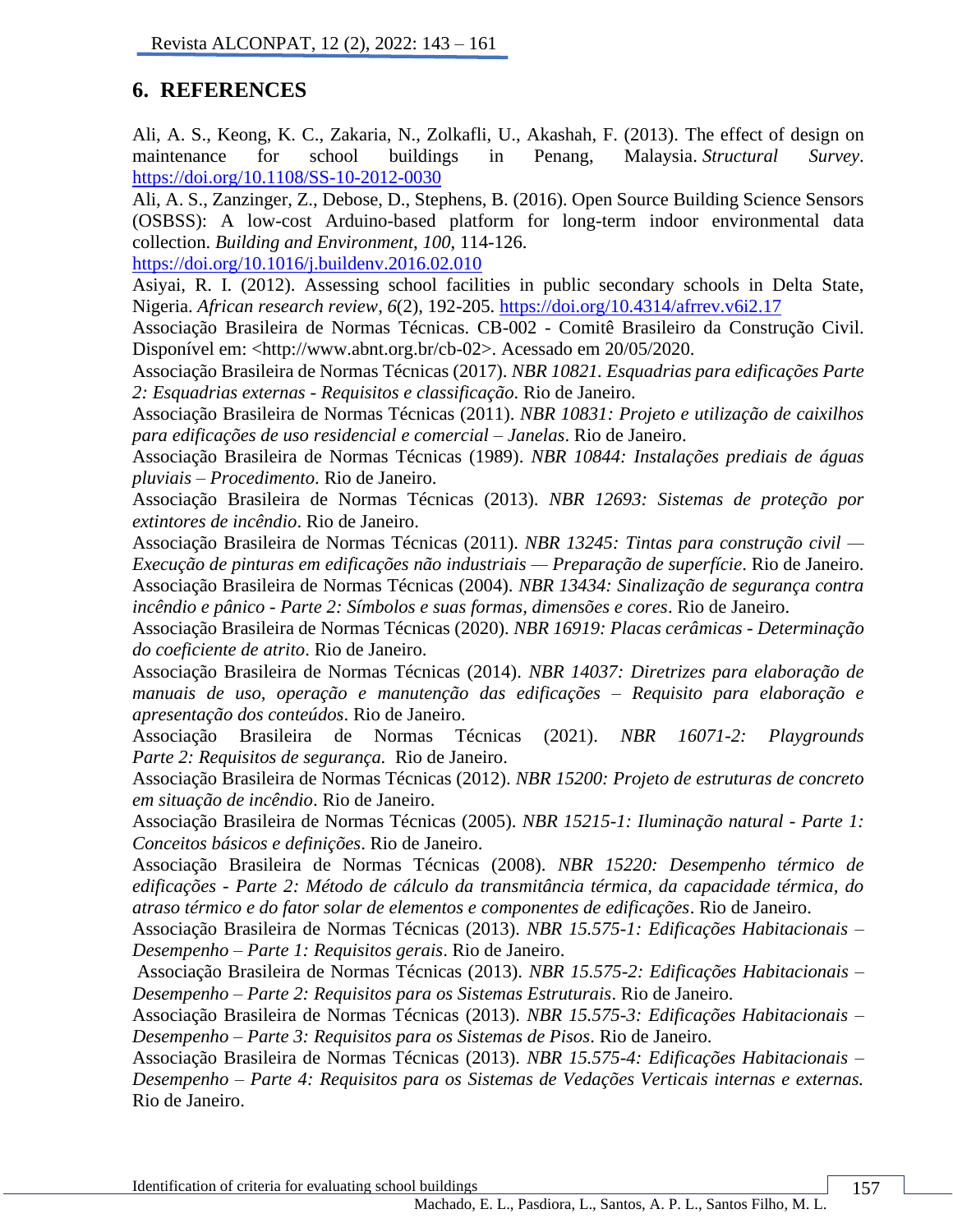## 6. REFERENCES

Ali, A. S., Keong, K. C., Zakaria, N., Zolkafli, U., Akashah, F. (2013). The effect of design on maintenance for school buildings in Penang, Malaysia. *Structural Survey*. https://doi.org/10.1108/SS-10-2012-0030

Ali, A. S., Zanzinger, Z., Debose, D., Stephens, B. (2016). Open Source Building Science Sensors (OSBSS): A low-cost Arduino-based platform for long-term indoor environmental data collection. *Building and Environment*, *100*, 114-126. https://doi.org/10.1016/j.buildenv.2016.02.010

Asiyai, R. I. (2012). Assessing school facilities in public secondary schools in Delta State, Nigeria. *African research review*, *6*(2), 192-205. https://doi.org/10.4314/afrrev.v6i2.17

Associação Brasileira de Normas Técnicas. CB-002 - Comitê Brasileiro da Construção Civil. Disponível em: <http://www.abnt.org.br/cb-02>. Acessado em 20/05/2020.

Associação Brasileira de Normas Técnicas (2017). *NBR 10821. Esquadrias para edificações Parte 2: Esquadrias externas - Requisitos e classificação*. Rio de Janeiro.

Associação Brasileira de Normas Técnicas (2011). *NBR 10831: Projeto e utilização de caixilhos para edificações de uso residencial e comercial – Janelas*. Rio de Janeiro.

Associação Brasileira de Normas Técnicas (1989). *NBR 10844: Instalações prediais de águas pluviais – Procedimento*. Rio de Janeiro.

Associação Brasileira de Normas Técnicas (2013). *NBR 12693: Sistemas de proteção por extintores de incêndio*. Rio de Janeiro.

Associação Brasileira de Normas Técnicas (2011). *NBR 13245: Tintas para construção civil — Execução de pinturas em edificações não industriais — Preparação de superfície*. Rio de Janeiro.

Associação Brasileira de Normas Técnicas (2004). *NBR 13434: Sinalização de segurança contra incêndio e pânico - Parte 2: Símbolos e suas formas, dimensões e cores*. Rio de Janeiro.

Associação Brasileira de Normas Técnicas (2020). *NBR 16919: Placas cerâmicas - Determinação do coeficiente de atrito*. Rio de Janeiro.

Associação Brasileira de Normas Técnicas (2014). *NBR 14037: Diretrizes para elaboração de manuais de uso, operação e manutenção das edificações – Requisito para elaboração e apresentação dos conteúdos*. Rio de Janeiro.

Associação Brasileira de Normas Técnicas (2021). *NBR 16071-2: Playgrounds Parte 2: Requisitos de segurança.* Rio de Janeiro.

Associação Brasileira de Normas Técnicas (2012). *NBR 15200: Projeto de estruturas de concreto em situação de incêndio*. Rio de Janeiro.

Associação Brasileira de Normas Técnicas (2005). *NBR 15215-1: Iluminação natural - Parte 1: Conceitos básicos e definições*. Rio de Janeiro.

Associação Brasileira de Normas Técnicas (2008). *NBR 15220: Desempenho térmico de edificações - Parte 2: Método de cálculo da transmitância térmica, da capacidade térmica, do atraso térmico e do fator solar de elementos e componentes de edificações*. Rio de Janeiro.

Associação Brasileira de Normas Técnicas (2013). *NBR 15.575-1: Edificações Habitacionais – Desempenho – Parte 1: Requisitos gerais*. Rio de Janeiro.

Associação Brasileira de Normas Técnicas (2013). *NBR 15.575-2: Edificações Habitacionais – Desempenho – Parte 2: Requisitos para os Sistemas Estruturais*. Rio de Janeiro.

Associação Brasileira de Normas Técnicas (2013). *NBR 15.575-3: Edificações Habitacionais – Desempenho – Parte 3: Requisitos para os Sistemas de Pisos*. Rio de Janeiro.

Associação Brasileira de Normas Técnicas (2013). *NBR 15.575-4: Edificações Habitacionais – Desempenho – Parte 4: Requisitos para os Sistemas de Vedações Verticais internas e externas.* Rio de Janeiro.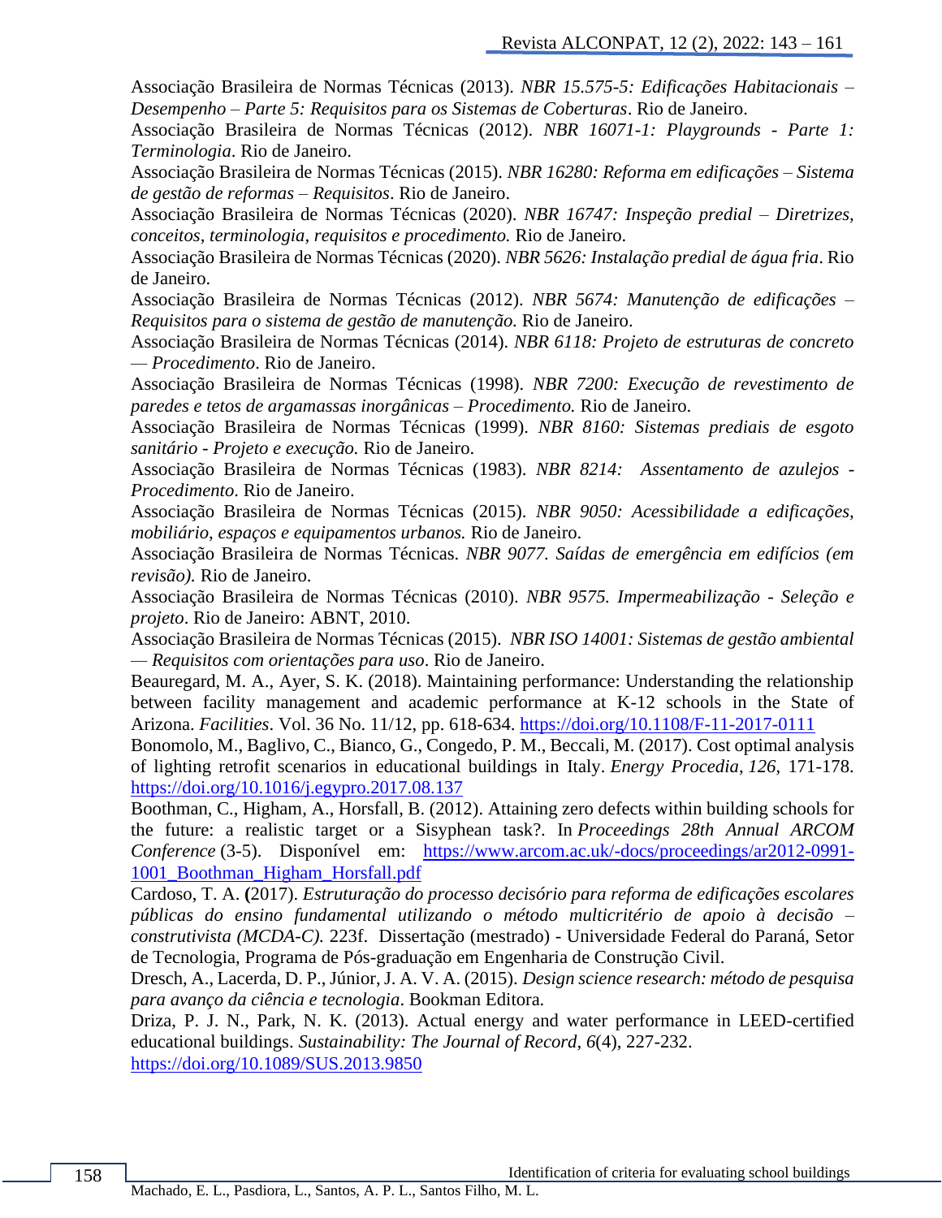Associação Brasileira de Normas Técnicas (2013). *NBR 15.575-5: Edificações Habitacionais – Desempenho – Parte 5: Requisitos para os Sistemas de Coberturas*. Rio de Janeiro.

Associação Brasileira de Normas Técnicas (2012). *NBR 16071-1: Playgrounds - Parte 1: Terminologia*. Rio de Janeiro.

Associação Brasileira de Normas Técnicas (2015). *NBR 16280: Reforma em edificações – Sistema de gestão de reformas – Requisitos*. Rio de Janeiro.

Associação Brasileira de Normas Técnicas (2020). *NBR 16747: Inspeção predial – Diretrizes, conceitos, terminologia, requisitos e procedimento.* Rio de Janeiro.

Associação Brasileira de Normas Técnicas (2020). *NBR 5626: Instalação predial de água fria*. Rio de Janeiro.

Associação Brasileira de Normas Técnicas (2012). *NBR 5674: Manutenção de edificações – Requisitos para o sistema de gestão de manutenção.* Rio de Janeiro.

Associação Brasileira de Normas Técnicas (2014). *NBR 6118: Projeto de estruturas de concreto — Procedimento*. Rio de Janeiro.

Associação Brasileira de Normas Técnicas (1998). *NBR 7200: Execução de revestimento de paredes e tetos de argamassas inorgânicas – Procedimento.* Rio de Janeiro.

Associação Brasileira de Normas Técnicas (1999). *NBR 8160: Sistemas prediais de esgoto sanitário - Projeto e execução.* Rio de Janeiro.

Associação Brasileira de Normas Técnicas (1983). *NBR 8214: Assentamento de azulejos - Procedimento*. Rio de Janeiro.

Associação Brasileira de Normas Técnicas (2015). *NBR 9050: Acessibilidade a edificações, mobiliário, espaços e equipamentos urbanos.* Rio de Janeiro.

Associação Brasileira de Normas Técnicas. *NBR 9077. Saídas de emergência em edifícios (em revisão).* Rio de Janeiro.

Associação Brasileira de Normas Técnicas (2010). *NBR 9575. Impermeabilização - Seleção e projeto*. Rio de Janeiro: ABNT, 2010.

Associação Brasileira de Normas Técnicas (2015). *NBR ISO 14001: Sistemas de gestão ambiental — Requisitos com orientações para uso*. Rio de Janeiro.

Beauregard, M. A., Ayer, S. K. (2018). Maintaining performance: Understanding the relationship between facility management and academic performance at K-12 schools in the State of Arizona. *Facilities*. Vol. 36 No. 11/12, pp. 618-634. https://doi.org/10.1108/F-11-2017-0111

Bonomolo, M., Baglivo, C., Bianco, G., Congedo, P. M., Beccali, M. (2017). Cost optimal analysis of lighting retrofit scenarios in educational buildings in Italy. *Energy Procedia*, *126*, 171-178. https://doi.org/10.1016/j.egypro.2017.08.137

Boothman, C., Higham, A., Horsfall, B. (2012). Attaining zero defects within building schools for the future: a realistic target or a Sisyphean task?. In *Proceedings 28th Annual ARCOM Conference* (3-5). Disponível em: https://www.arcom.ac.uk/-docs/proceedings/ar2012-0991-1001_Boothman_Higham_Horsfall.pdf

Cardoso, T. A. **(**2017). *Estruturação do processo decisório para reforma de edificações escolares públicas do ensino fundamental utilizando o método multicritério de apoio à decisão – construtivista (MCDA-C).* 223f. Dissertação (mestrado) - Universidade Federal do Paraná, Setor de Tecnologia, Programa de Pós-graduação em Engenharia de Construção Civil.

Dresch, A., Lacerda, D. P., Júnior, J. A. V. A. (2015). *Design science research: método de pesquisa para avanço da ciência e tecnologia*. Bookman Editora.

Driza, P. J. N., Park, N. K. (2013). Actual energy and water performance in LEED-certified educational buildings. *Sustainability: The Journal of Record*, *6*(4), 227-232. https://doi.org/10.1089/SUS.2013.9850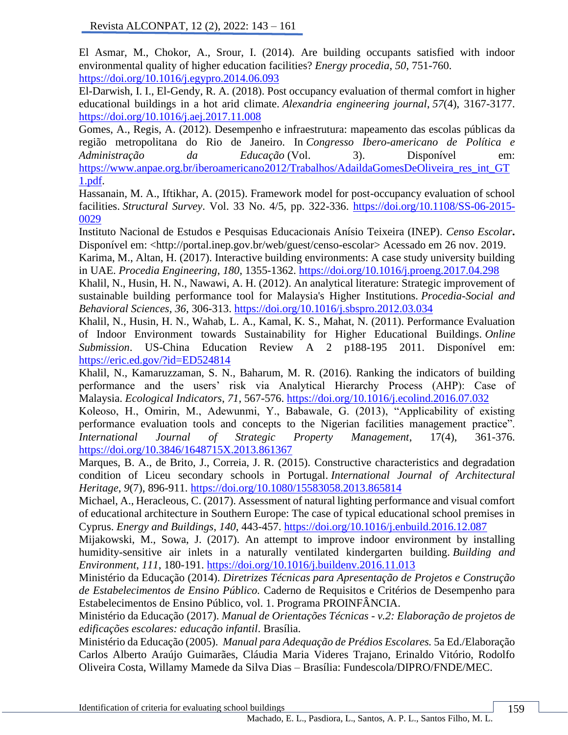El Asmar, M., Chokor, A., Srour, I. (2014). Are building occupants satisfied with indoor environmental quality of higher education facilities? *Energy procedia*, *50*, 751-760. https://doi.org/10.1016/j.egypro.2014.06.093

El-Darwish, I. I., El-Gendy, R. A. (2018). Post occupancy evaluation of thermal comfort in higher educational buildings in a hot arid climate. *Alexandria engineering journal*, *57*(4), 3167-3177. https://doi.org/10.1016/j.aej.2017.11.008

Gomes, A., Regis, A. (2012). Desempenho e infraestrutura: mapeamento das escolas públicas da região metropolitana do Rio de Janeiro. In *Congresso Ibero-americano de Política e Administração da Educação* (Vol. 3). Disponível em: https://www.anpae.org.br/iberoamericano2012/Trabalhos/AdaildaGomesDeOliveira_res_int_GT1.pdf.

Hassanain, M. A., Iftikhar, A. (2015). Framework model for post-occupancy evaluation of school facilities. *Structural Survey*. Vol. 33 No. 4/5, pp. 322-336. https://doi.org/10.1108/SS-06-2015-0029

Instituto Nacional de Estudos e Pesquisas Educacionais Anísio Teixeira (INEP). ***Censo Escolar*.** Disponível em: <http://portal.inep.gov.br/web/guest/censo-escolar> Acessado em 26 nov. 2019.

Karima, M., Altan, H. (2017). Interactive building environments: A case study university building in UAE. *Procedia Engineering*, *180*, 1355-1362. https://doi.org/10.1016/j.proeng.2017.04.298

Khalil, N., Husin, H. N., Nawawi, A. H. (2012). An analytical literature: Strategic improvement of sustainable building performance tool for Malaysia's Higher Institutions. *Procedia-Social and Behavioral Sciences*, *36*, 306-313. https://doi.org/10.1016/j.sbspro.2012.03.034

Khalil, N., Husin, H. N., Wahab, L. A., Kamal, K. S., Mahat, N. (2011). Performance Evaluation of Indoor Environment towards Sustainability for Higher Educational Buildings. *Online Submission*. US-China Education Review A 2 p188-195 2011. Disponível em: https://eric.ed.gov/?id=ED524814

Khalil, N., Kamaruzzaman, S. N., Baharum, M. R. (2016). Ranking the indicators of building performance and the users' risk via Analytical Hierarchy Process (AHP): Case of Malaysia. *Ecological Indicators*, *71*, 567-576. https://doi.org/10.1016/j.ecolind.2016.07.032

Koleoso, H., Omirin, M., Adewunmi, Y., Babawale, G. (2013), "Applicability of existing performance evaluation tools and concepts to the Nigerian facilities management practice". *International Journal of Strategic Property Management*, 17(4), 361-376. https://doi.org/10.3846/1648715X.2013.861367

Marques, B. A., de Brito, J., Correia, J. R. (2015). Constructive characteristics and degradation condition of Liceu secondary schools in Portugal. *International Journal of Architectural Heritage*, *9*(7), 896-911. https://doi.org/10.1080/15583058.2013.865814

Michael, A., Heracleous, C. (2017). Assessment of natural lighting performance and visual comfort of educational architecture in Southern Europe: The case of typical educational school premises in Cyprus. *Energy and Buildings*, *140*, 443-457. https://doi.org/10.1016/j.enbuild.2016.12.087

Mijakowski, M., Sowa, J. (2017). An attempt to improve indoor environment by installing humidity-sensitive air inlets in a naturally ventilated kindergarten building. *Building and Environment*, *111*, 180-191. https://doi.org/10.1016/j.buildenv.2016.11.013

Ministério da Educação (2014). *Diretrizes Técnicas para Apresentação de Projetos e Construção de Estabelecimentos de Ensino Público.* Caderno de Requisitos e Critérios de Desempenho para Estabelecimentos de Ensino Público, vol. 1. Programa PROINFÂNCIA.

Ministério da Educação (2017). *Manual de Orientações Técnicas - v.2: Elaboração de projetos de edificações escolares: educação infantil*. Brasília.

Ministério da Educação (2005). *Manual para Adequação de Prédios Escolares.* 5a Ed./Elaboração Carlos Alberto Araújo Guimarães, Cláudia Maria Videres Trajano, Erinaldo Vitório, Rodolfo Oliveira Costa, Willamy Mamede da Silva Dias – Brasília: Fundescola/DIPRO/FNDE/MEC.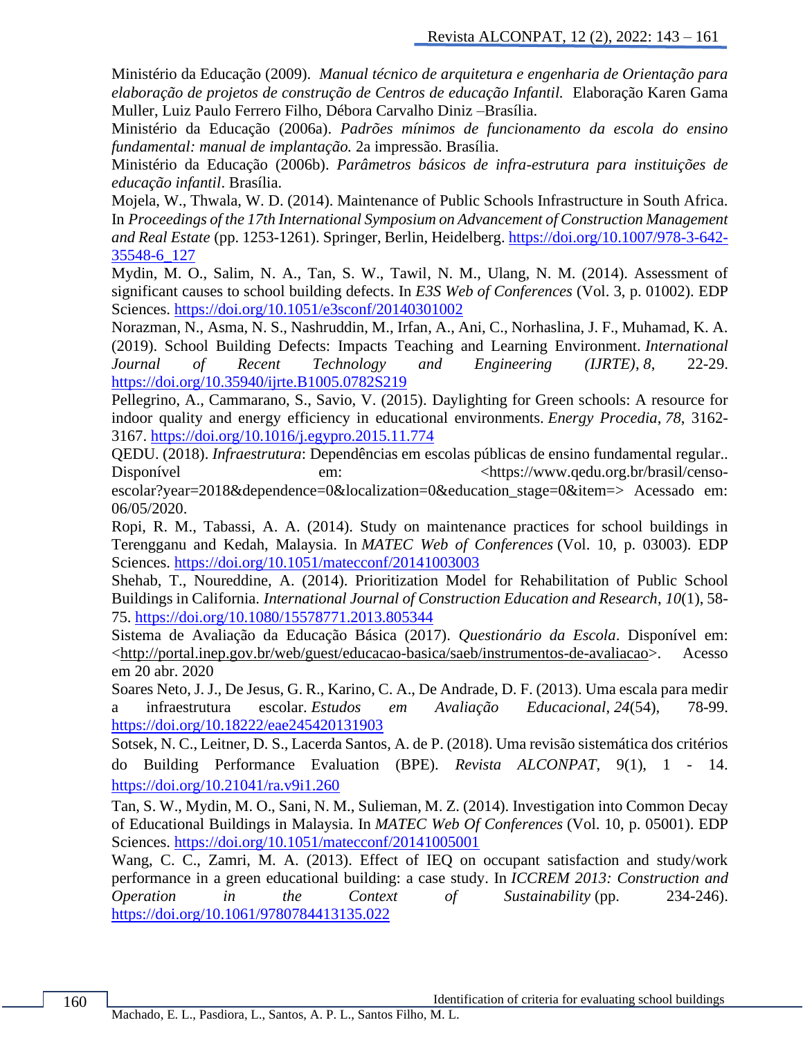Ministério da Educação (2009). *Manual técnico de arquitetura e engenharia de Orientação para elaboração de projetos de construção de Centros de educação Infantil.* Elaboração Karen Gama Muller, Luiz Paulo Ferrero Filho, Débora Carvalho Diniz –Brasília.

Ministério da Educação (2006a). *Padrões mínimos de funcionamento da escola do ensino fundamental: manual de implantação.* 2a impressão. Brasília.

Ministério da Educação (2006b). *Parâmetros básicos de infra-estrutura para instituições de educação infantil*. Brasília.

Mojela, W., Thwala, W. D. (2014). Maintenance of Public Schools Infrastructure in South Africa. In *Proceedings of the 17th International Symposium on Advancement of Construction Management and Real Estate* (pp. 1253-1261). Springer, Berlin, Heidelberg. https://doi.org/10.1007/978-3-642-35548-6_127

Mydin, M. O., Salim, N. A., Tan, S. W., Tawil, N. M., Ulang, N. M. (2014). Assessment of significant causes to school building defects. In *E3S Web of Conferences* (Vol. 3, p. 01002). EDP Sciences. https://doi.org/10.1051/e3sconf/20140301002

Norazman, N., Asma, N. S., Nashruddin, M., Irfan, A., Ani, C., Norhaslina, J. F., Muhamad, K. A. (2019). School Building Defects: Impacts Teaching and Learning Environment. *International Journal of Recent Technology and Engineering (IJRTE)*, *8*, 22-29. https://doi.org/10.35940/ijrte.B1005.0782S219

Pellegrino, A., Cammarano, S., Savio, V. (2015). Daylighting for Green schools: A resource for indoor quality and energy efficiency in educational environments. *Energy Procedia*, *78*, 3162-3167. https://doi.org/10.1016/j.egypro.2015.11.774

QEDU. (2018). *Infraestrutura*: Dependências em escolas públicas de ensino fundamental regular.. Disponível em: <https://www.qedu.org.br/brasil/censo-escolar?year=2018&dependence=0&localization=0&education_stage=0&item=> Acessado em: 06/05/2020.

Ropi, R. M., Tabassi, A. A. (2014). Study on maintenance practices for school buildings in Terengganu and Kedah, Malaysia. In *MATEC Web of Conferences* (Vol. 10, p. 03003). EDP Sciences. https://doi.org/10.1051/matecconf/20141003003

Shehab, T., Noureddine, A. (2014). Prioritization Model for Rehabilitation of Public School Buildings in California. *International Journal of Construction Education and Research*, *10*(1), 58-75. https://doi.org/10.1080/15578771.2013.805344

Sistema de Avaliação da Educação Básica (2017). *Questionário da Escola*. Disponível em: <http://portal.inep.gov.br/web/guest/educacao-basica/saeb/instrumentos-de-avaliacao>. Acesso em 20 abr. 2020

Soares Neto, J. J., De Jesus, G. R., Karino, C. A., De Andrade, D. F. (2013). Uma escala para medir a infraestrutura escolar. *Estudos em Avaliação Educacional*, *24*(54), 78-99. https://doi.org/10.18222/eae245420131903

Sotsek, N. C., Leitner, D. S., Lacerda Santos, A. de P. (2018). Uma revisão sistemática dos critérios do Building Performance Evaluation (BPE). *Revista ALCONPAT*, 9(1), 1 - 14. https://doi.org/10.21041/ra.v9i1.260

Tan, S. W., Mydin, M. O., Sani, N. M., Sulieman, M. Z. (2014). Investigation into Common Decay of Educational Buildings in Malaysia. In *MATEC Web Of Conferences* (Vol. 10, p. 05001). EDP Sciences. https://doi.org/10.1051/matecconf/20141005001

Wang, C. C., Zamri, M. A. (2013). Effect of IEQ on occupant satisfaction and study/work performance in a green educational building: a case study. In *ICCREM 2013: Construction and Operation in the Context of Sustainability* (pp. 234-246). https://doi.org/10.1061/9780784413135.022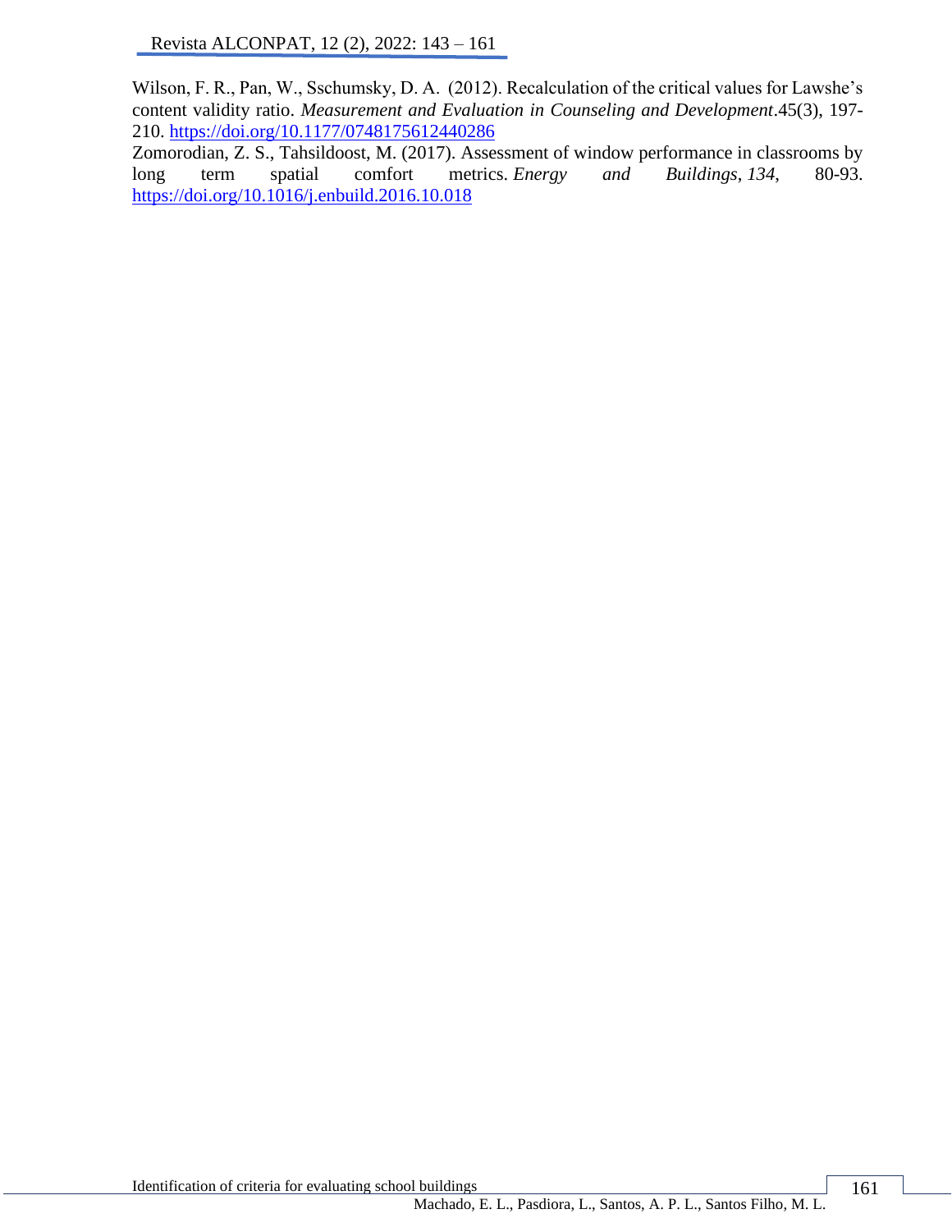Wilson, F. R., Pan, W., Sschumsky, D. A. (2012). Recalculation of the critical values for Lawshe's content validity ratio. *Measurement and Evaluation in Counseling and Development*.45(3), 197-210. https://doi.org/10.1177/0748175612440286

Zomorodian, Z. S., Tahsildoost, M. (2017). Assessment of window performance in classrooms by long term spatial comfort metrics. *Energy and Buildings*, *134*, 80-93. https://doi.org/10.1016/j.enbuild.2016.10.018